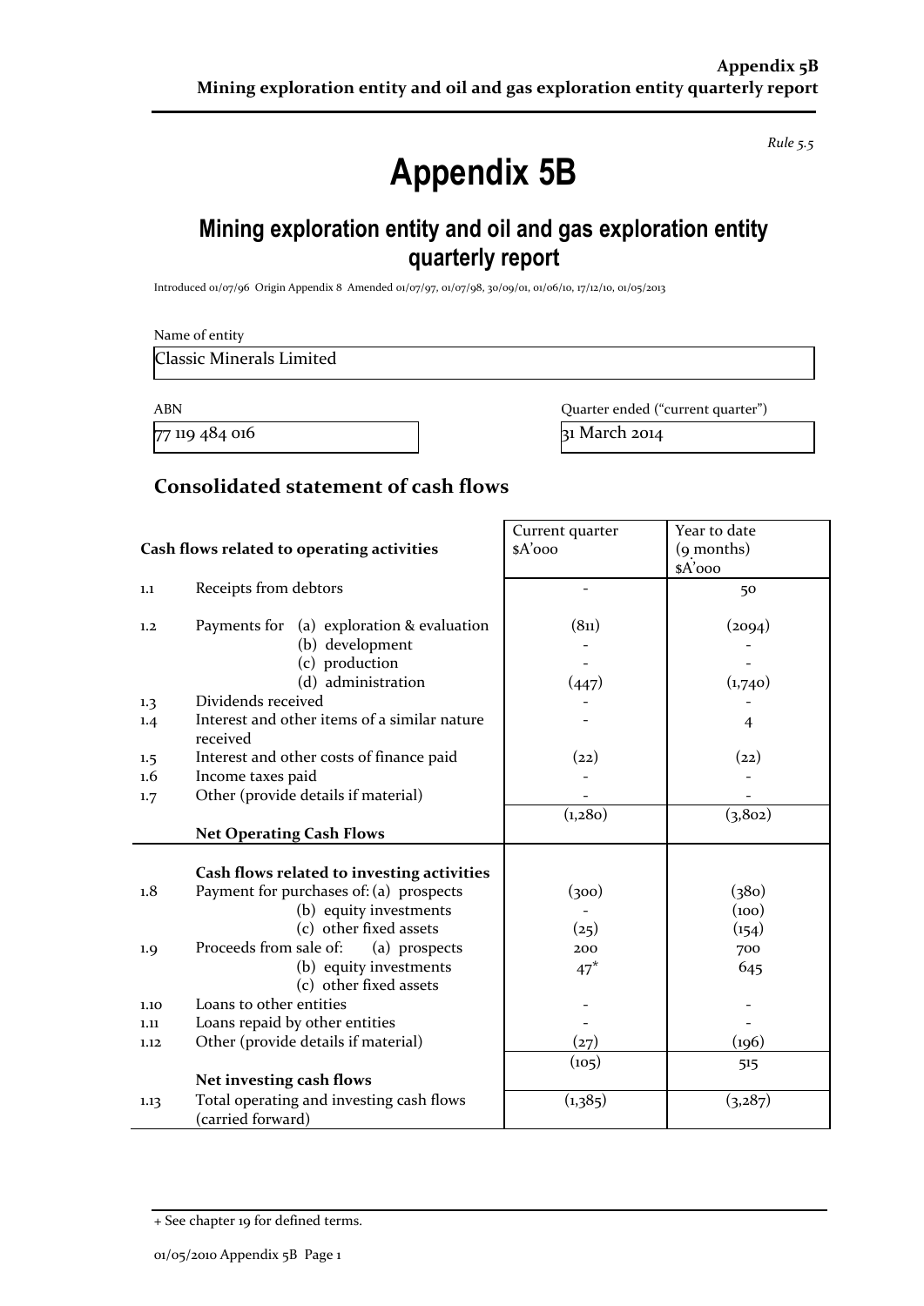*Rule 5.5*

# Appendix 5B

## Mining exploration entity and oil and gas exploration entity quarterly report

Introduced 01/07/96 Origin Appendix 8 Amended 01/07/97, 01/07/98, 30/09/01, 01/06/10, 17/12/10, 01/05/2013

Name of entity

Classic Minerals Limited

| ABN | Quarter ended ("current quarter") |
|---|---|
| 77 119 484 016 | 31 March 2014 |

## Consolidated statement of cash flows

| | Cash flows related to operating activities | Current quarter \$A'000 | Year to date (9 months) \$A'000 |
|---|---|---|---|
| 1.1 | Receipts from debtors | - | 50 |
| 1.2 | Payments for (a) exploration & evaluation | (811) | (2094) |
| | (b) development | - | - |
| | (c) production | - | - |
| | (d) administration | (447) | (1,740) |
| 1.3 | Dividends received | - | - |
| 1.4 | Interest and other items of a similar nature received | - | 4 |
| 1.5 | Interest and other costs of finance paid | (22) | (22) |
| 1.6 | Income taxes paid | - | - |
| 1.7 | Other (provide details if material) | - | - |
| | **Net Operating Cash Flows** | (1,280) | (3,802) |
| | **Cash flows related to investing activities** | | |
| 1.8 | Payment for purchases of: (a) prospects | (300) | (380) |
| | (b) equity investments | - | (100) |
| | (c) other fixed assets | (25) | (154) |
| 1.9 | Proceeds from sale of: (a) prospects | 200 | 700 |
| | (b) equity investments | 47* | 645 |
| | (c) other fixed assets | | |
| 1.10 | Loans to other entities | - | - |
| 1.11 | Loans repaid by other entities | - | - |
| 1.12 | Other (provide details if material) | (27) | (196) |
| | **Net investing cash flows** | (105) | 515 |
| 1.13 | Total operating and investing cash flows (carried forward) | (1,385) | (3,287) |

+ See chapter 19 for defined terms.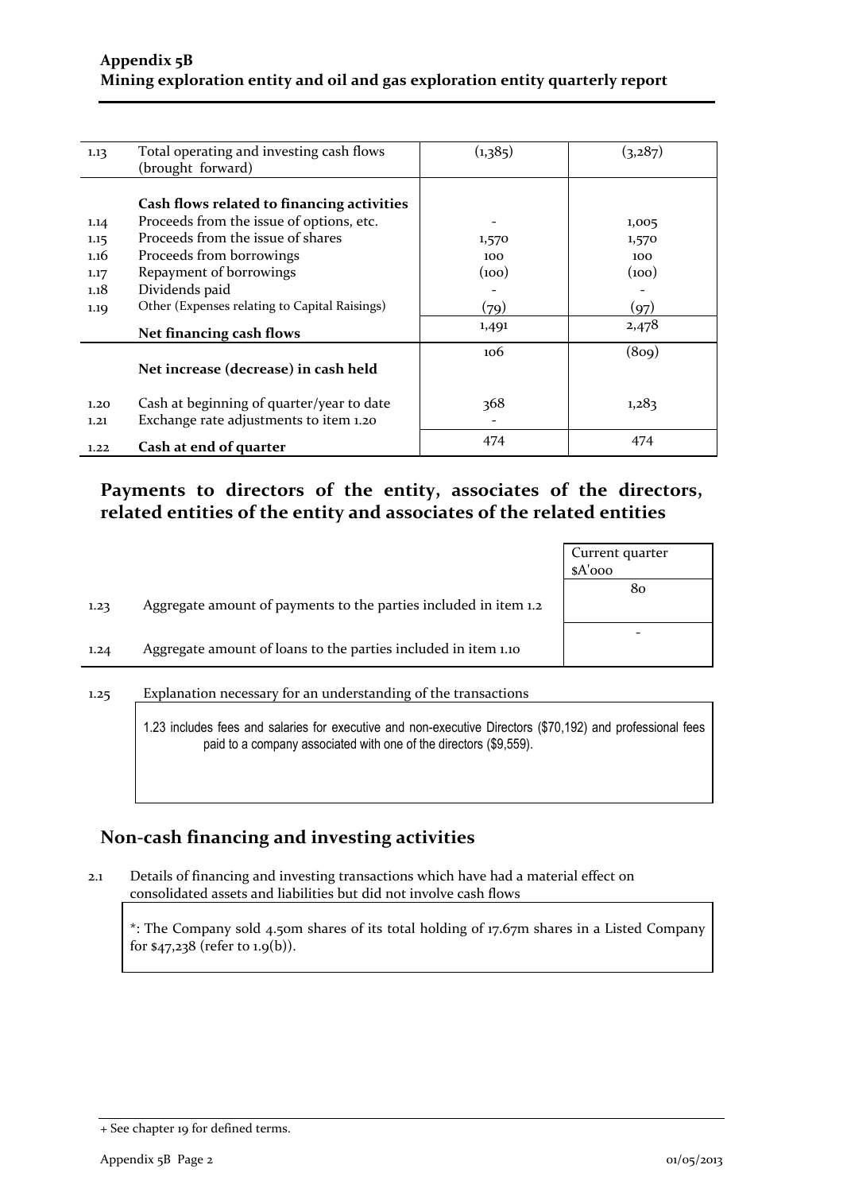| | | | |
|---|---|---|---|
| 1.13 | Total operating and investing cash flows (brought forward) | (1,385) | (3,287) |
| | **Cash flows related to financing activities** | | |
| 1.14 | Proceeds from the issue of options, etc. | - | 1,005 |
| 1.15 | Proceeds from the issue of shares | 1,570 | 1,570 |
| 1.16 | Proceeds from borrowings | 100 | 100 |
| 1.17 | Repayment of borrowings | (100) | (100) |
| 1.18 | Dividends paid | - | - |
| 1.19 | Other (Expenses relating to Capital Raisings) | (79) | (97) |
| | **Net financing cash flows** | 1,491 | 2,478 |
| | **Net increase (decrease) in cash held** | 106 | (809) |
| 1.20 | Cash at beginning of quarter/year to date | 368 | 1,283 |
| 1.21 | Exchange rate adjustments to item 1.20 | - | |
| 1.22 | **Cash at end of quarter** | 474 | 474 |

## Payments to directors of the entity, associates of the directors, related entities of the entity and associates of the related entities

| | | Current quarter $A'000 |
|---|---|---|
| 1.23 | Aggregate amount of payments to the parties included in item 1.2 | 80 |
| 1.24 | Aggregate amount of loans to the parties included in item 1.10 | - |

1.25 Explanation necessary for an understanding of the transactions

1.23 includes fees and salaries for executive and non-executive Directors ($70,192) and professional fees paid to a company associated with one of the directors ($9,559).

## Non-cash financing and investing activities

2.1 Details of financing and investing transactions which have had a material effect on consolidated assets and liabilities but did not involve cash flows

*: The Company sold 4.50m shares of its total holding of 17.67m shares in a Listed Company for $47,238 (refer to 1.9(b)).

+ See chapter 19 for defined terms.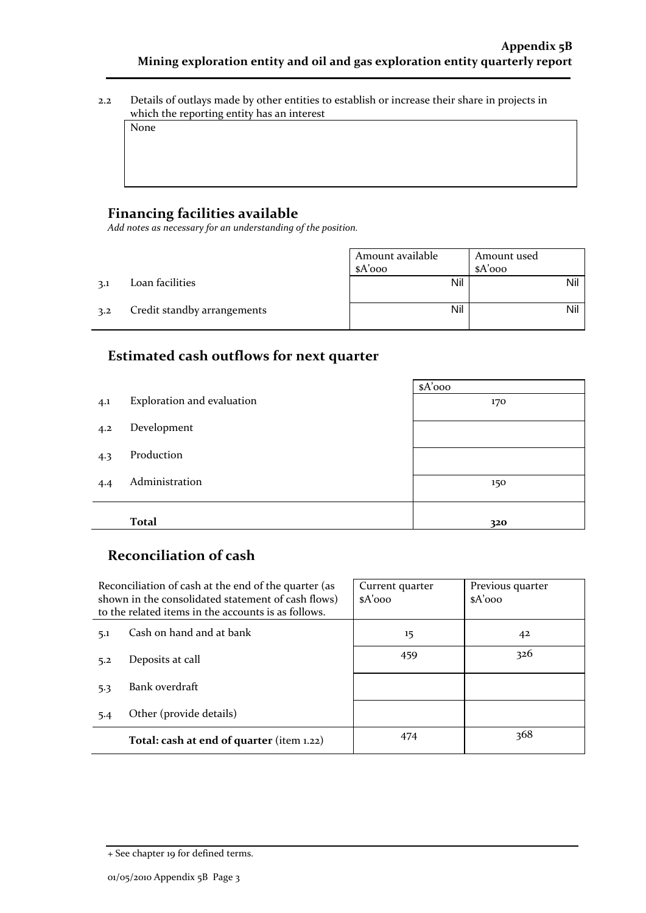2.2 Details of outlays made by other entities to establish or increase their share in projects in which the reporting entity has an interest

None

## Financing facilities available

*Add notes as necessary for an understanding of the position.*

| | | Amount available $A'000 | Amount used $A'000 |
|---|---|---|---|
| 3.1 | Loan facilities | Nil | Nil |
| 3.2 | Credit standby arrangements | Nil | Nil |

## Estimated cash outflows for next quarter

| | | $A'000 |
|---|---|---|
| 4.1 | Exploration and evaluation | 170 |
| 4.2 | Development | |
| 4.3 | Production | |
| 4.4 | Administration | 150 |
| | **Total** | **320** |

## Reconciliation of cash

| Reconciliation of cash at the end of the quarter (as shown in the consolidated statement of cash flows) to the related items in the accounts is as follows. | | Current quarter $A'000 | Previous quarter $A'000 |
|---|---|---|---|
| 5.1 | Cash on hand and at bank | 15 | 42 |
| 5.2 | Deposits at call | 459 | 326 |
| 5.3 | Bank overdraft | | |
| 5.4 | Other (provide details) | | |
| | **Total: cash at end of quarter** (item 1.22) | 474 | 368 |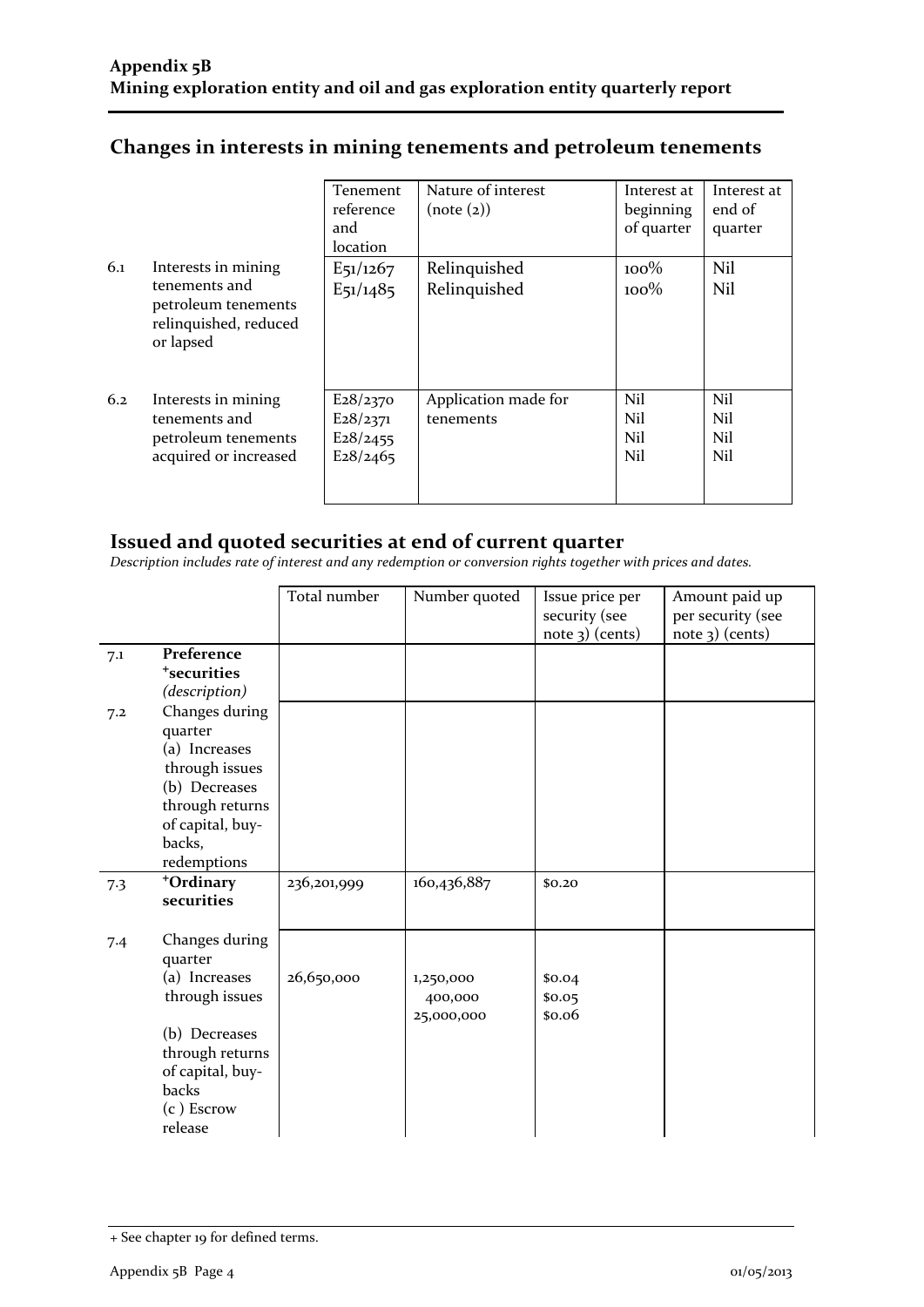## Changes in interests in mining tenements and petroleum tenements

| | | Tenement reference and location | Nature of interest (note (2)) | Interest at beginning of quarter | Interest at end of quarter |
|---|---|---|---|---|---|
| 6.1 | Interests in mining tenements and petroleum tenements relinquished, reduced or lapsed | E51/1267<br>E51/1485 | Relinquished<br>Relinquished | 100%<br>100% | Nil<br>Nil |
| 6.2 | Interests in mining tenements and petroleum tenements acquired or increased | E28/2370<br>E28/2371<br>E28/2455<br>E28/2465 | Application made for tenements | Nil<br>Nil<br>Nil<br>Nil | Nil<br>Nil<br>Nil<br>Nil |

## Issued and quoted securities at end of current quarter

*Description includes rate of interest and any redemption or conversion rights together with prices and dates.*

| | | Total number | Number quoted | Issue price per security (see note 3) (cents) | Amount paid up per security (see note 3) (cents) |
|---|---|---|---|---|---|
| 7.1 | **Preference +securities** *(description)* | | | | |
| 7.2 | Changes during quarter<br>(a) Increases through issues<br>(b) Decreases through returns of capital, buy-backs, redemptions | | | | |
| 7.3 | **+Ordinary securities** | 236,201,999 | 160,436,887 | $0.20 | |
| 7.4 | Changes during quarter<br>(a) Increases through issues<br>(b) Decreases through returns of capital, buy-backs<br>(c ) Escrow release | 26,650,000 | 1,250,000<br>400,000<br>25,000,000 | $0.04<br>$0.05<br>$0.06 | |

+ See chapter 19 for defined terms.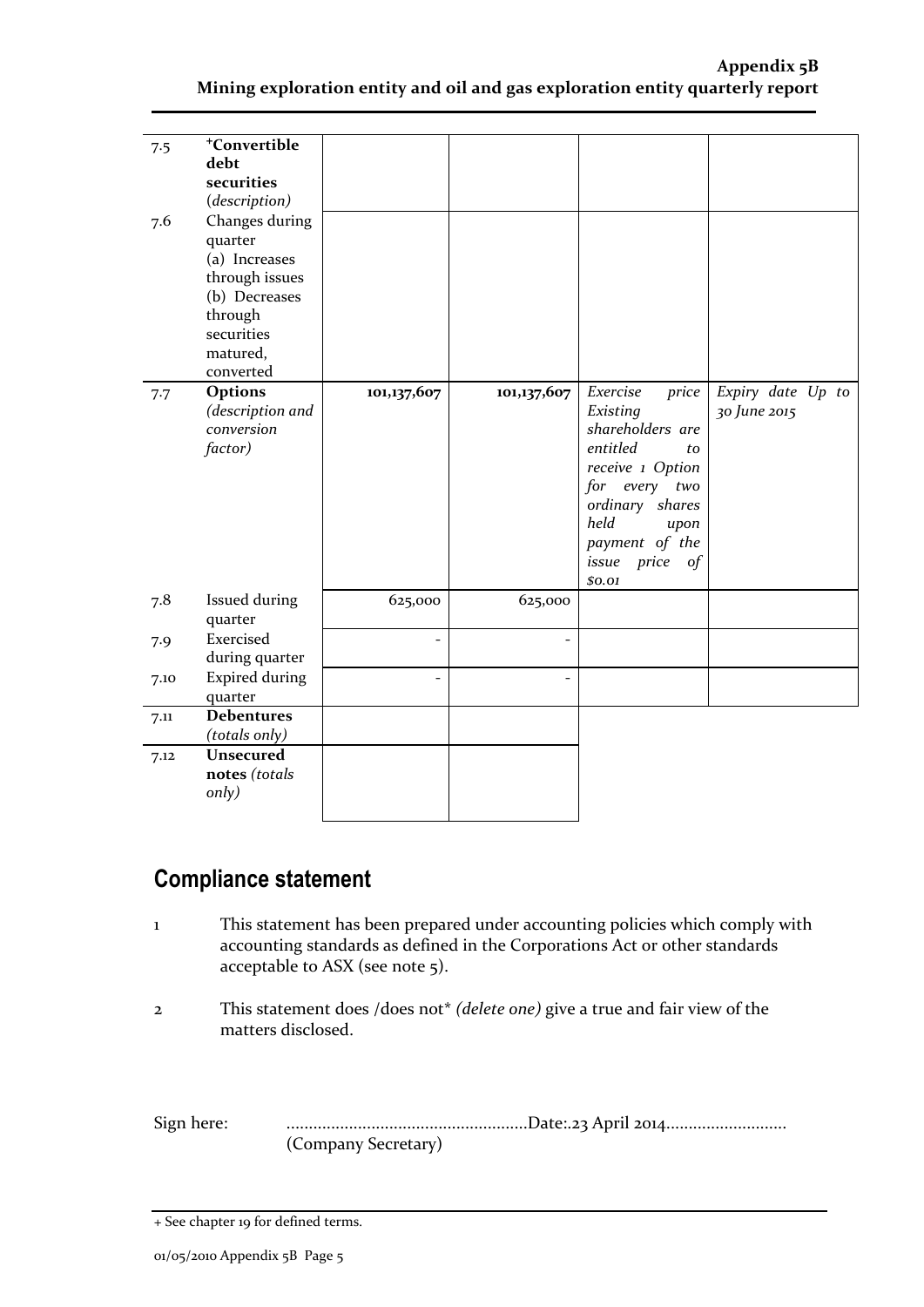| | | | | | |
|---|---|---|---|---|---|
| 7.5 | **+Convertible debt securities** *(description)* | | | | |
| 7.6 | Changes during quarter (a) Increases through issues (b) Decreases through securities matured, converted | | | | |
| 7.7 | **Options** *(description and conversion factor)* | 101,137,607 | 101,137,607 | *Exercise price Existing shareholders are entitled to receive 1 Option for every two ordinary shares held upon payment of the issue price of $0.01* | *Expiry date Up to 30 June 2015* |
| 7.8 | Issued during quarter | 625,000 | 625,000 | | |
| 7.9 | Exercised during quarter | - | - | | |
| 7.10 | Expired during quarter | - | - | | |
| 7.11 | **Debentures** *(totals only)* | | | | |
| 7.12 | **Unsecured notes** *(totals only)* | | | | |

## Compliance statement

1 This statement has been prepared under accounting policies which comply with accounting standards as defined in the Corporations Act or other standards acceptable to ASX (see note 5).

2 This statement does /does not* *(delete one)* give a true and fair view of the matters disclosed.

Sign here: ......................................................Date:.23 April 2014...........................
(Company Secretary)

+ See chapter 19 for defined terms.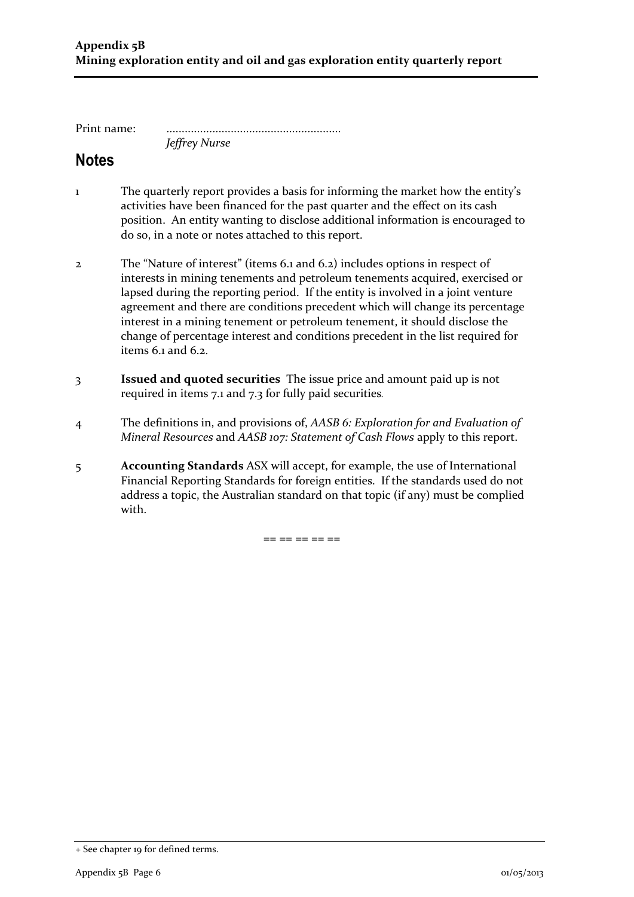Print name: ........................................................
*Jeffrey Nurse*

## Notes

1 The quarterly report provides a basis for informing the market how the entity's activities have been financed for the past quarter and the effect on its cash position. An entity wanting to disclose additional information is encouraged to do so, in a note or notes attached to this report.

2 The "Nature of interest" (items 6.1 and 6.2) includes options in respect of interests in mining tenements and petroleum tenements acquired, exercised or lapsed during the reporting period. If the entity is involved in a joint venture agreement and there are conditions precedent which will change its percentage interest in a mining tenement or petroleum tenement, it should disclose the change of percentage interest and conditions precedent in the list required for items 6.1 and 6.2.

3 **Issued and quoted securities** The issue price and amount paid up is not required in items 7.1 and 7.3 for fully paid securities.

4 The definitions in, and provisions of, *AASB 6: Exploration for and Evaluation of Mineral Resources* and *AASB 107: Statement of Cash Flows* apply to this report.

5 **Accounting Standards** ASX will accept, for example, the use of International Financial Reporting Standards for foreign entities. If the standards used do not address a topic, the Australian standard on that topic (if any) must be complied with.

== == == == ==

+ See chapter 19 for defined terms.